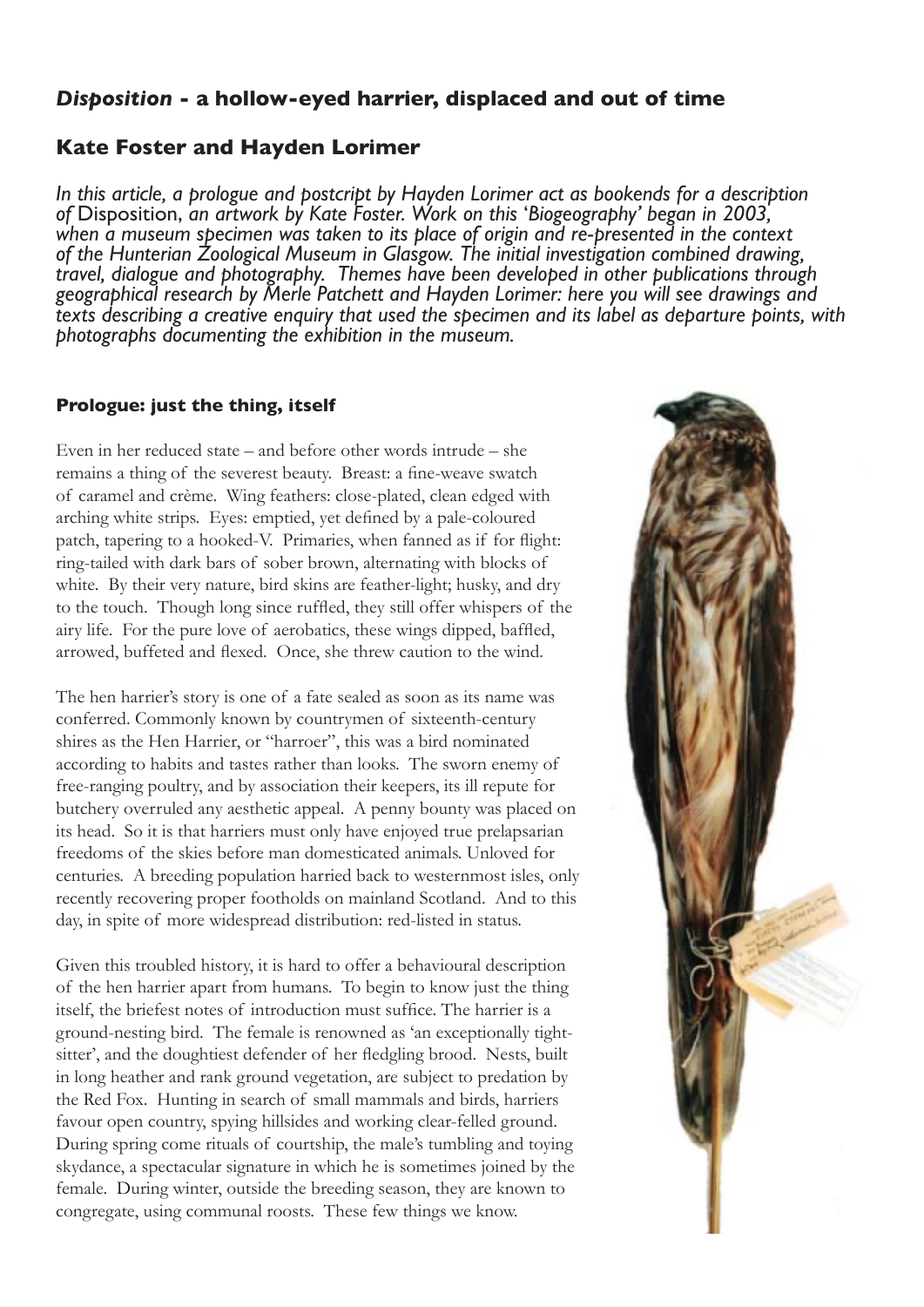# *Disposition* - a hollow-eyed harrier, displaced and out of time

## Kate Foster and Hayden Lorimer

*In this article, a prologue and postcript by Hayden Lorimer act as bookends for a description of* Disposition, *an artwork by Kate Foster. Work on this 'Biogeography' began in 2003, when a museum specimen was taken to its place of origin and re-presented in the context of the Hunterian Zoological Museum in Glasgow. The initial investigation combined drawing, travel, dialogue and photography. Themes have been developed in other publications through geographical research by Merle Patchett and Hayden Lorimer: here you will see drawings and texts describing a creative enquiry that used the specimen and its label as departure points, with photographs documenting the exhibition in the museum.*

### Prologue: just the thing, itself

Even in her reduced state – and before other words intrude – she remains a thing of the severest beauty. Breast: a fine-weave swatch of caramel and crème. Wing feathers: close-plated, clean edged with arching white strips. Eyes: emptied, yet defined by a pale-coloured patch, tapering to a hooked-V. Primaries, when fanned as if for flight: ring-tailed with dark bars of sober brown, alternating with blocks of white. By their very nature, bird skins are feather-light; husky, and dry to the touch. Though long since ruffled, they still offer whispers of the airy life. For the pure love of aerobatics, these wings dipped, baffled, arrowed, buffeted and flexed. Once, she threw caution to the wind.

The hen harrier's story is one of a fate sealed as soon as its name was conferred. Commonly known by countrymen of sixteenth-century shires as the Hen Harrier, or "harroer", this was a bird nominated according to habits and tastes rather than looks. The sworn enemy of free-ranging poultry, and by association their keepers, its ill repute for butchery overruled any aesthetic appeal. A penny bounty was placed on its head. So it is that harriers must only have enjoyed true prelapsarian freedoms of the skies before man domesticated animals. Unloved for centuries. A breeding population harried back to westernmost isles, only recently recovering proper footholds on mainland Scotland. And to this day, in spite of more widespread distribution: red-listed in status.

Given this troubled history, it is hard to offer a behavioural description of the hen harrier apart from humans. To begin to know just the thing itself, the briefest notes of introduction must suffice. The harrier is a ground-nesting bird. The female is renowned as 'an exceptionally tight-sitter', and the doughtiest defender of her fledgling brood. Nests, built in long heather and rank ground vegetation, are subject to predation by the Red Fox. Hunting in search of small mammals and birds, harriers favour open country, spying hillsides and working clear-felled ground. During spring come rituals of courtship, the male's tumbling and toying skydance, a spectacular signature in which he is sometimes joined by the female. During winter, outside the breeding season, they are known to congregate, using communal roosts. These few things we know.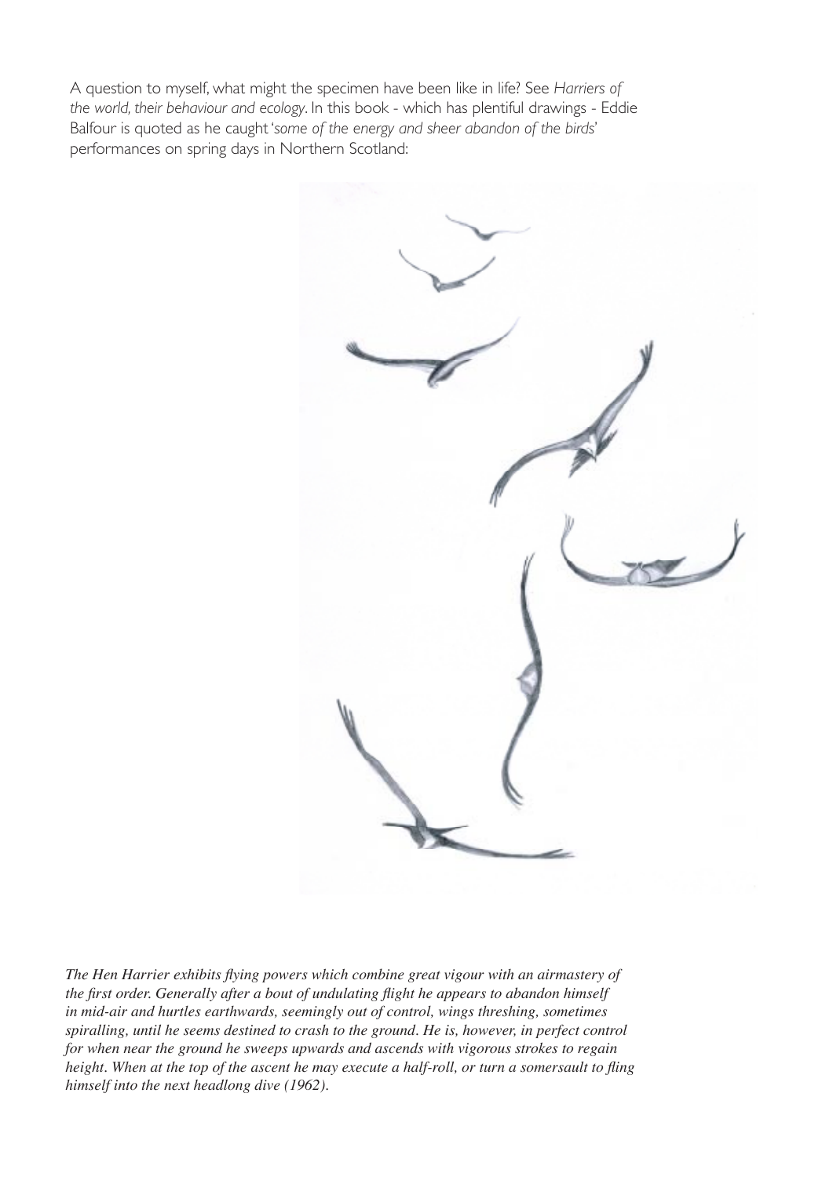A question to myself, what might the specimen have been like in life? See *Harriers of the world, their behaviour and ecology*. In this book - which has plentiful drawings - Eddie Balfour is quoted as he caught '*some of the energy and sheer abandon of the birds*' performances on spring days in Northern Scotland:

*The Hen Harrier exhibits flying powers which combine great vigour with an airmastery of the first order. Generally after a bout of undulating flight he appears to abandon himself in mid-air and hurtles earthwards, seemingly out of control, wings threshing, sometimes spiralling, until he seems destined to crash to the ground. He is, however, in perfect control for when near the ground he sweeps upwards and ascends with vigorous strokes to regain height. When at the top of the ascent he may execute a half-roll, or turn a somersault to fling himself into the next headlong dive (1962).*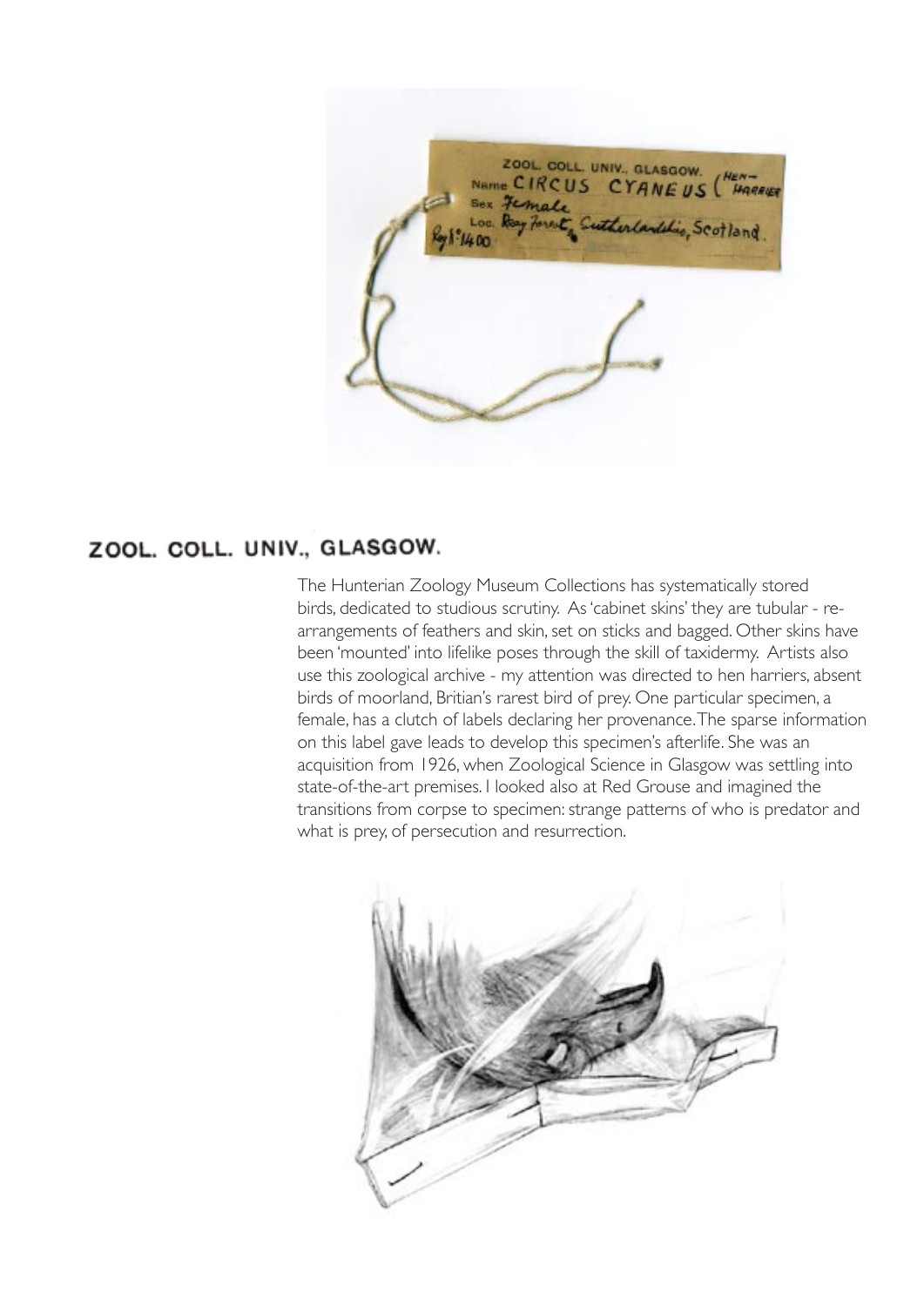## ZOOL. COLL. UNIV., GLASGOW.

The Hunterian Zoology Museum Collections has systematically stored birds, dedicated to studious scrutiny. As 'cabinet skins' they are tubular - re-arrangements of feathers and skin, set on sticks and bagged. Other skins have been 'mounted' into lifelike poses through the skill of taxidermy. Artists also use this zoological archive - my attention was directed to hen harriers, absent birds of moorland, Britian's rarest bird of prey. One particular specimen, a female, has a clutch of labels declaring her provenance. The sparse information on this label gave leads to develop this specimen's afterlife. She was an acquisition from 1926, when Zoological Science in Glasgow was settling into state-of-the-art premises. I looked also at Red Grouse and imagined the transitions from corpse to specimen: strange patterns of who is predator and what is prey, of persecution and resurrection.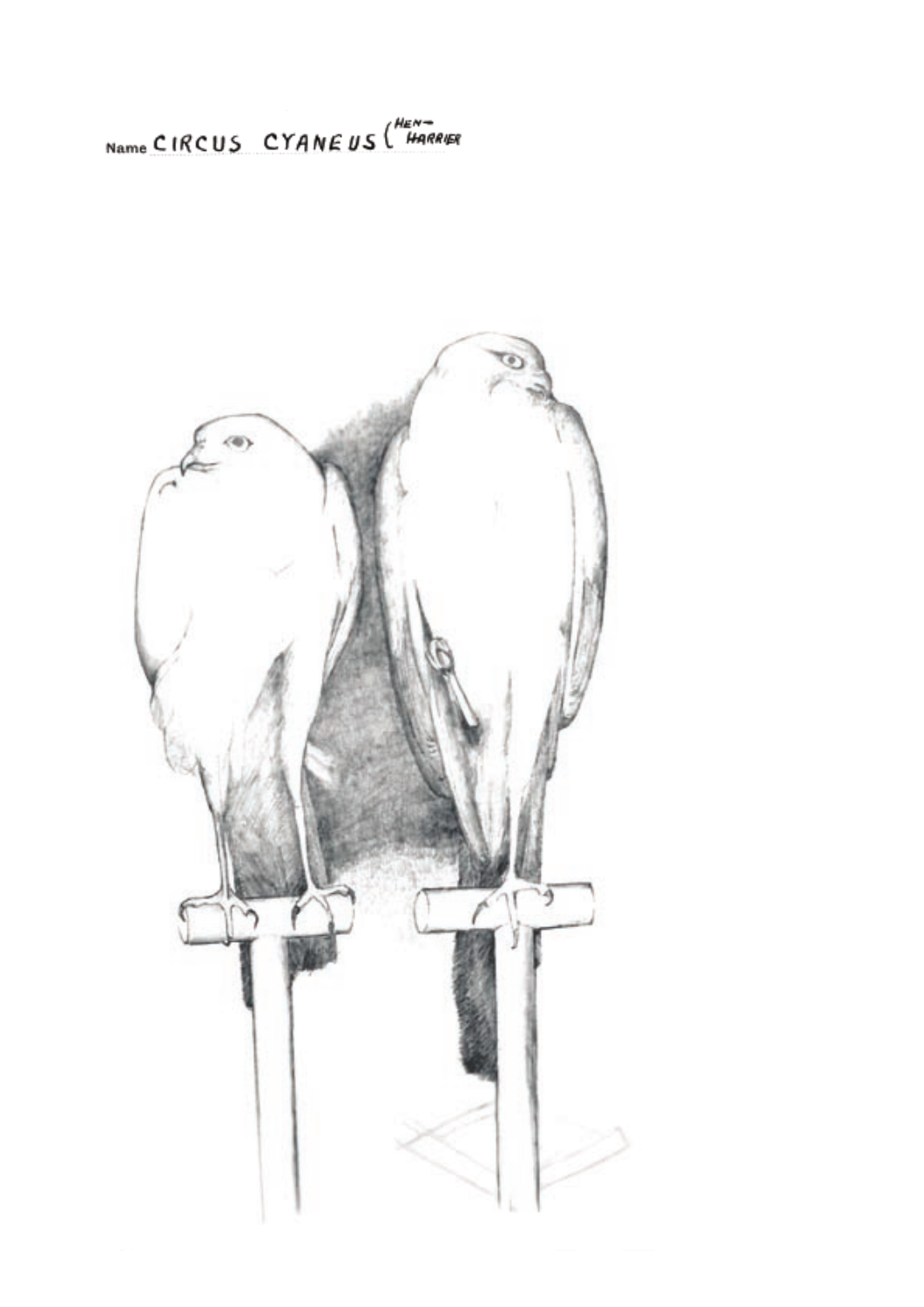Name CIRCUS CYANEUS (HEN-HARRIER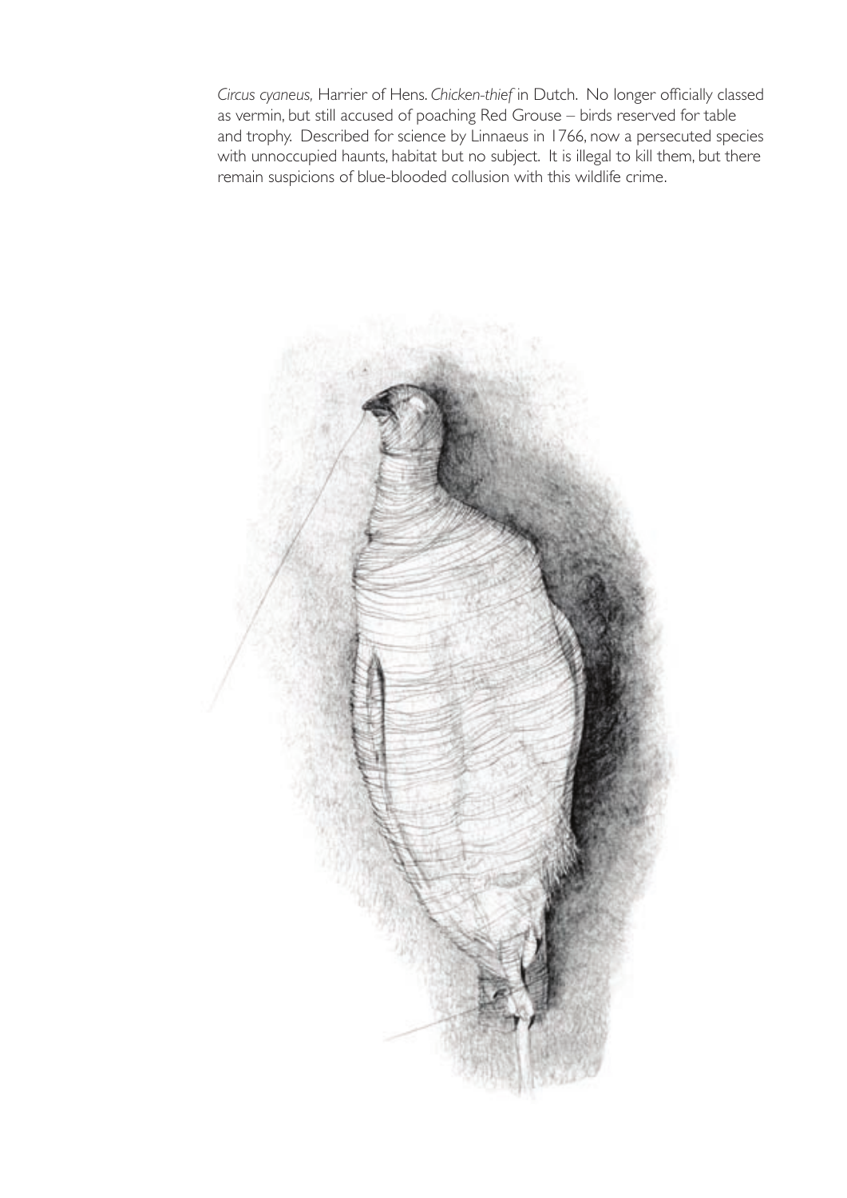*Circus cyaneus,* Harrier of Hens. *Chicken-thief* in Dutch. No longer officially classed as vermin, but still accused of poaching Red Grouse – birds reserved for table and trophy. Described for science by Linnaeus in 1766, now a persecuted species with unnoccupied haunts, habitat but no subject. It is illegal to kill them, but there remain suspicions of blue-blooded collusion with this wildlife crime.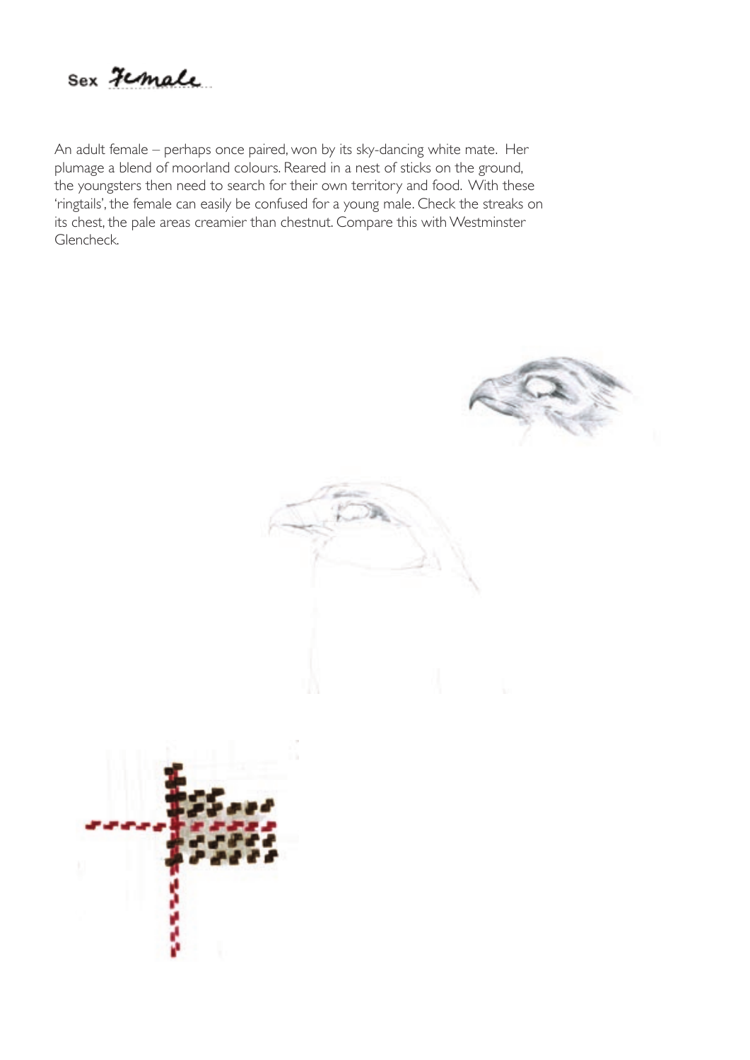Sex *Female*

An adult female – perhaps once paired, won by its sky-dancing white mate. Her plumage a blend of moorland colours. Reared in a nest of sticks on the ground, the youngsters then need to search for their own territory and food. With these 'ringtails', the female can easily be confused for a young male. Check the streaks on its chest, the pale areas creamier than chestnut. Compare this with Westminster Glencheck.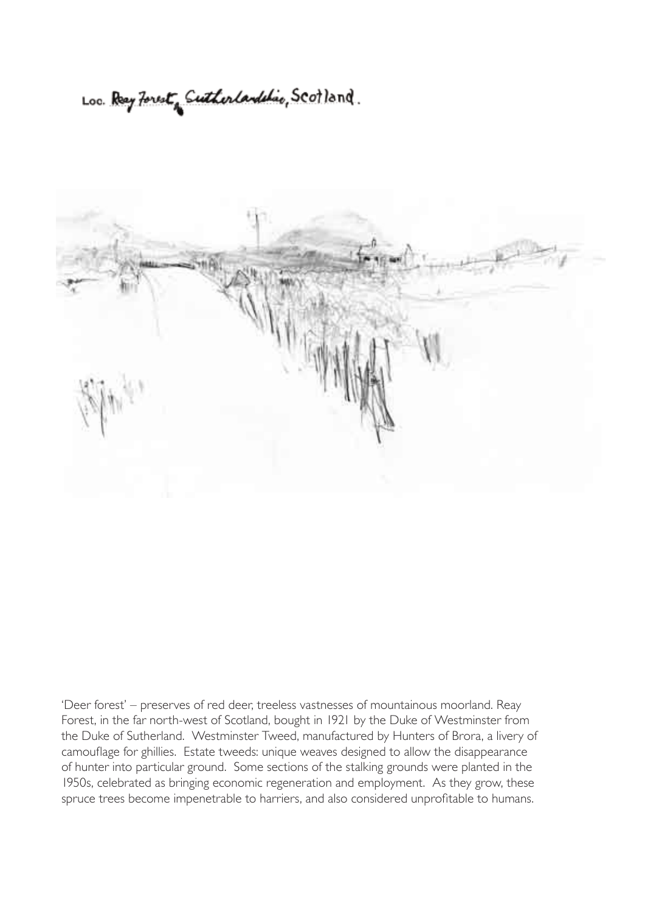Loc. Reay Forest, Sutherlandshire, Scotland.

'Deer forest' – preserves of red deer, treeless vastnesses of mountainous moorland. Reay Forest, in the far north-west of Scotland, bought in 1921 by the Duke of Westminster from the Duke of Sutherland. Westminster Tweed, manufactured by Hunters of Brora, a livery of camouflage for ghillies. Estate tweeds: unique weaves designed to allow the disappearance of hunter into particular ground. Some sections of the stalking grounds were planted in the 1950s, celebrated as bringing economic regeneration and employment. As they grow, these spruce trees become impenetrable to harriers, and also considered unprofitable to humans.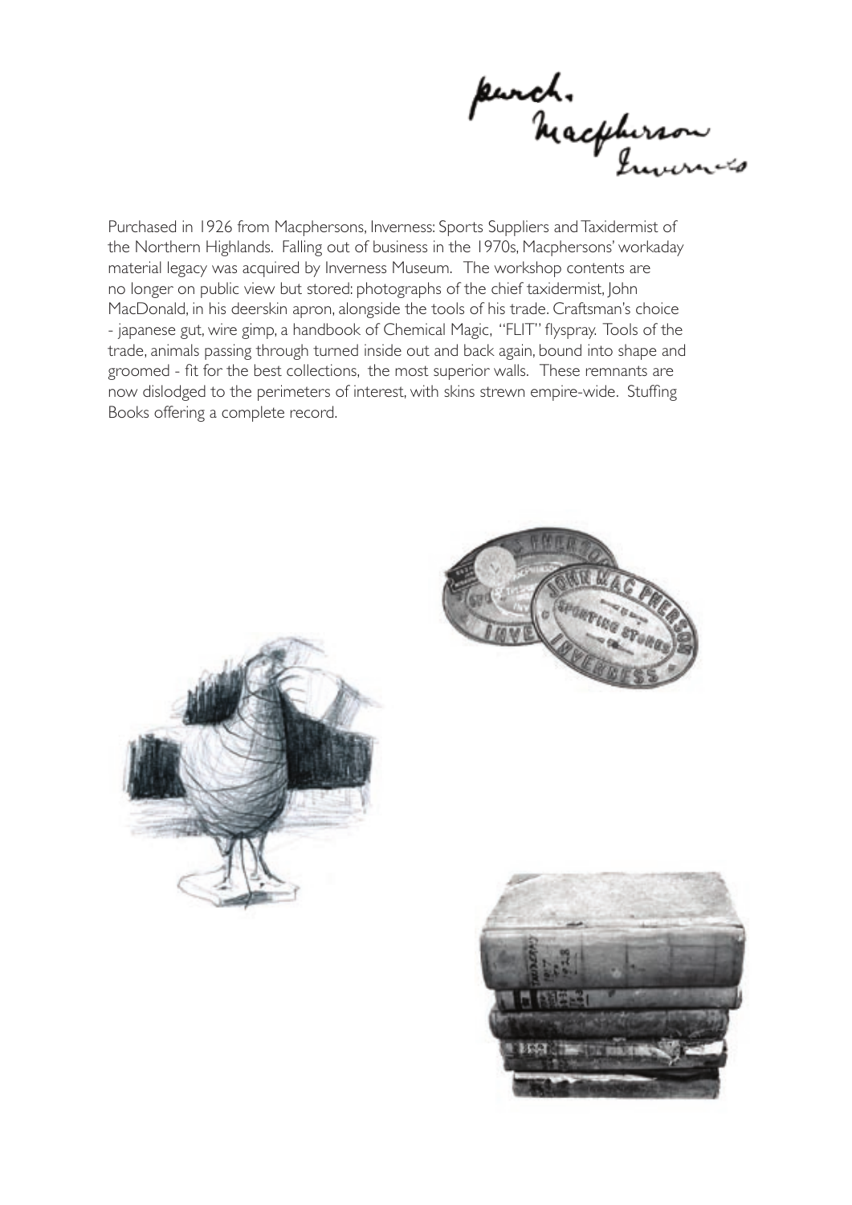*purch. Macpherson Inverness*

Purchased in 1926 from Macphersons, Inverness: Sports Suppliers and Taxidermist of the Northern Highlands. Falling out of business in the 1970s, Macphersons' workaday material legacy was acquired by Inverness Museum. The workshop contents are no longer on public view but stored: photographs of the chief taxidermist, John MacDonald, in his deerskin apron, alongside the tools of his trade. Craftsman's choice - japanese gut, wire gimp, a handbook of Chemical Magic, "FLIT" flyspray. Tools of the trade, animals passing through turned inside out and back again, bound into shape and groomed - fit for the best collections, the most superior walls. These remnants are now dislodged to the perimeters of interest, with skins strewn empire-wide. Stuffing Books offering a complete record.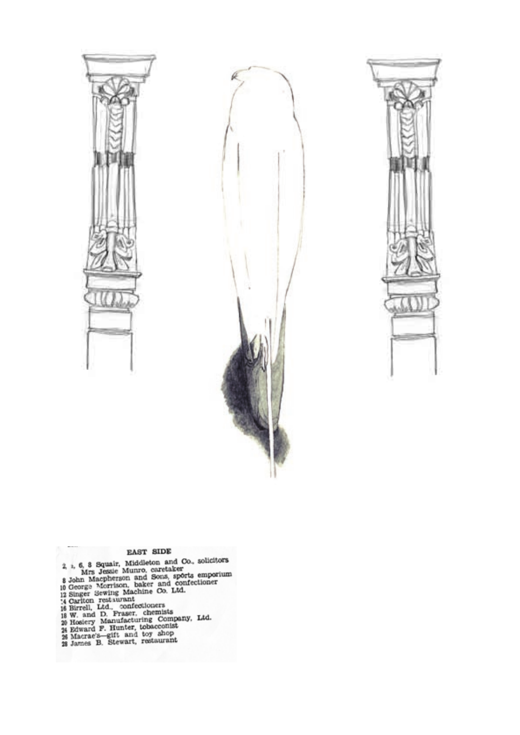EAST SIDE

2, 4, 6, 8 Squair, Middleton and Co., solicitors
Mrs Jessie Munro, caretaker
8 John Macpherson and Sons, sports emporium
10 George Morrison, baker and confectioner
12 Singer Sewing Machine Co. Ltd.
14 Carlton restaurant
16 Birrell, Ltd., confectioners
18 W. and D. Fraser, chemists
20 Hosiery Manufacturing Company, Ltd.
24 Edward F. Hunter, tobacconist
26 Macrae's—gift and toy shop
28 James B. Stewart, restaurant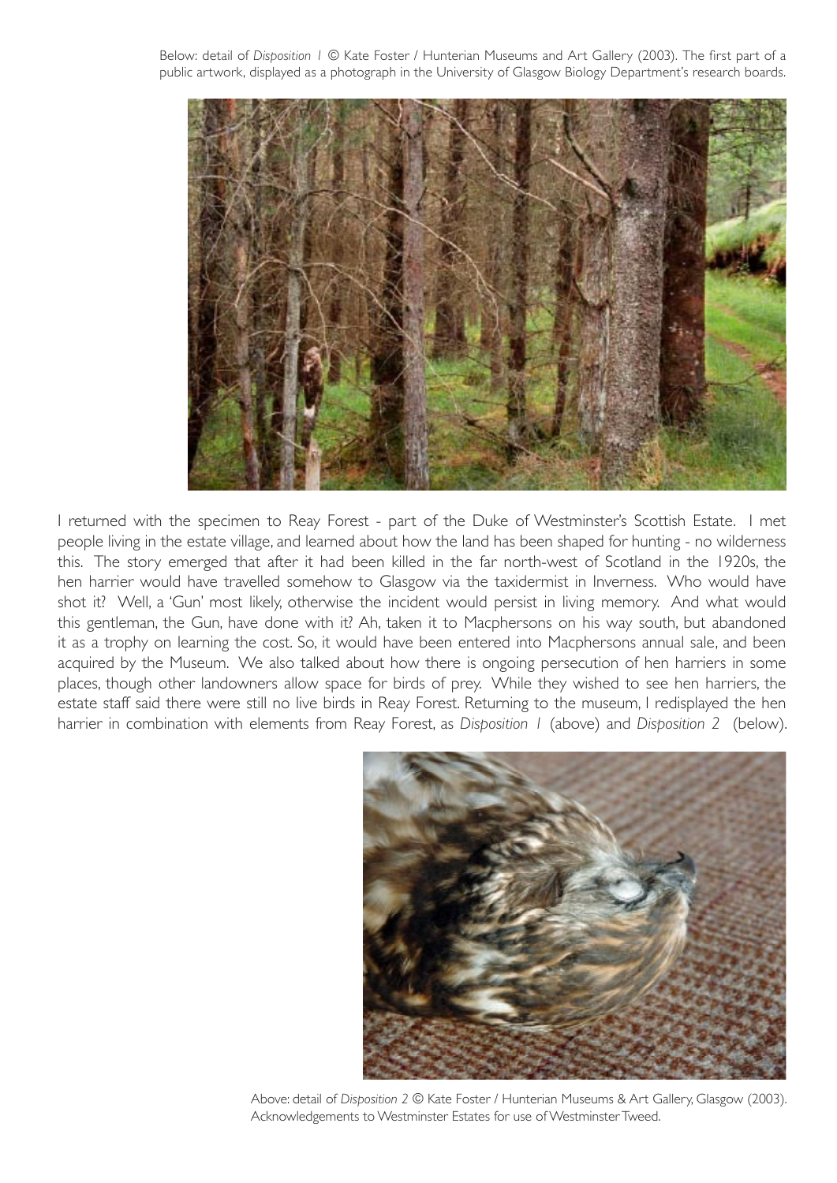Below: detail of *Disposition 1* © Kate Foster / Hunterian Museums and Art Gallery (2003). The first part of a public artwork, displayed as a photograph in the University of Glasgow Biology Department's research boards.

I returned with the specimen to Reay Forest - part of the Duke of Westminster's Scottish Estate. I met people living in the estate village, and learned about how the land has been shaped for hunting - no wilderness this. The story emerged that after it had been killed in the far north-west of Scotland in the 1920s, the hen harrier would have travelled somehow to Glasgow via the taxidermist in Inverness. Who would have shot it? Well, a 'Gun' most likely, otherwise the incident would persist in living memory. And what would this gentleman, the Gun, have done with it? Ah, taken it to Macphersons on his way south, but abandoned it as a trophy on learning the cost. So, it would have been entered into Macphersons annual sale, and been acquired by the Museum. We also talked about how there is ongoing persecution of hen harriers in some places, though other landowners allow space for birds of prey. While they wished to see hen harriers, the estate staff said there were still no live birds in Reay Forest. Returning to the museum, I redisplayed the hen harrier in combination with elements from Reay Forest, as *Disposition 1* (above) and *Disposition 2* (below).

Above: detail of *Disposition 2* © Kate Foster / Hunterian Museums & Art Gallery, Glasgow (2003). Acknowledgements to Westminster Estates for use of Westminster Tweed.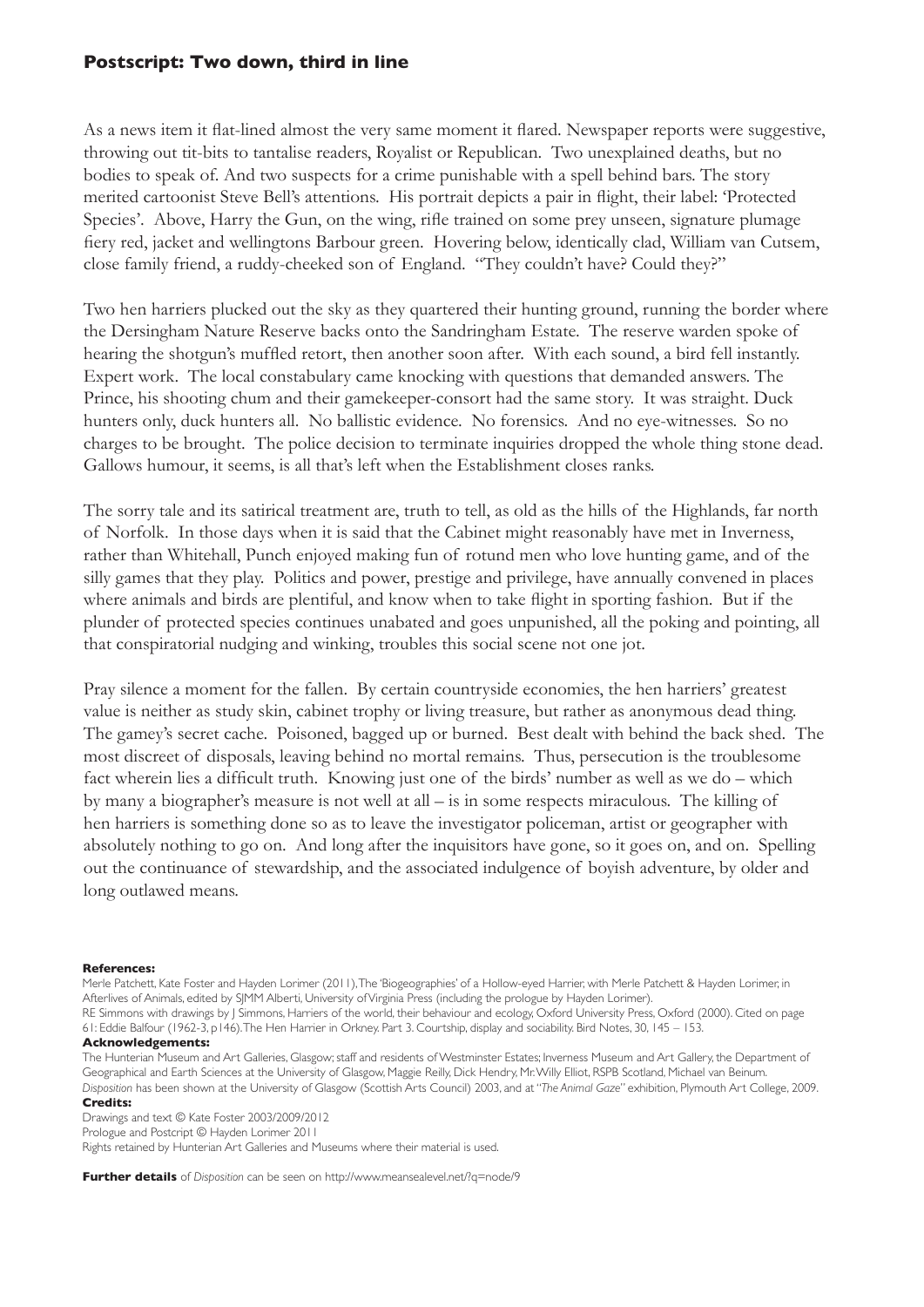## Postscript: Two down, third in line

As a news item it flat-lined almost the very same moment it flared. Newspaper reports were suggestive, throwing out tit-bits to tantalise readers, Royalist or Republican. Two unexplained deaths, but no bodies to speak of. And two suspects for a crime punishable with a spell behind bars. The story merited cartoonist Steve Bell's attentions. His portrait depicts a pair in flight, their label: 'Protected Species'. Above, Harry the Gun, on the wing, rifle trained on some prey unseen, signature plumage fiery red, jacket and wellingtons Barbour green. Hovering below, identically clad, William van Cutsem, close family friend, a ruddy-cheeked son of England. "They couldn't have? Could they?"

Two hen harriers plucked out the sky as they quartered their hunting ground, running the border where the Dersingham Nature Reserve backs onto the Sandringham Estate. The reserve warden spoke of hearing the shotgun's muffled retort, then another soon after. With each sound, a bird fell instantly. Expert work. The local constabulary came knocking with questions that demanded answers. The Prince, his shooting chum and their gamekeeper-consort had the same story. It was straight. Duck hunters only, duck hunters all. No ballistic evidence. No forensics. And no eye-witnesses. So no charges to be brought. The police decision to terminate inquiries dropped the whole thing stone dead. Gallows humour, it seems, is all that's left when the Establishment closes ranks.

The sorry tale and its satirical treatment are, truth to tell, as old as the hills of the Highlands, far north of Norfolk. In those days when it is said that the Cabinet might reasonably have met in Inverness, rather than Whitehall, Punch enjoyed making fun of rotund men who love hunting game, and of the silly games that they play. Politics and power, prestige and privilege, have annually convened in places where animals and birds are plentiful, and know when to take flight in sporting fashion. But if the plunder of protected species continues unabated and goes unpunished, all the poking and pointing, all that conspiratorial nudging and winking, troubles this social scene not one jot.

Pray silence a moment for the fallen. By certain countryside economies, the hen harriers' greatest value is neither as study skin, cabinet trophy or living treasure, but rather as anonymous dead thing. The gamey's secret cache. Poisoned, bagged up or burned. Best dealt with behind the back shed. The most discreet of disposals, leaving behind no mortal remains. Thus, persecution is the troublesome fact wherein lies a difficult truth. Knowing just one of the birds' number as well as we do – which by many a biographer's measure is not well at all – is in some respects miraculous. The killing of hen harriers is something done so as to leave the investigator policeman, artist or geographer with absolutely nothing to go on. And long after the inquisitors have gone, so it goes on, and on. Spelling out the continuance of stewardship, and the associated indulgence of boyish adventure, by older and long outlawed means.

**References:**

Merle Patchett, Kate Foster and Hayden Lorimer (2011), The 'Biogeographies' of a Hollow-eyed Harrier, with Merle Patchett & Hayden Lorimer, in Afterlives of Animals, edited by SJMM Alberti, University of Virginia Press (including the prologue by Hayden Lorimer).

RE Simmons with drawings by J Simmons, Harriers of the world, their behaviour and ecology, Oxford University Press, Oxford (2000). Cited on page 61: Eddie Balfour (1962-3, p146). The Hen Harrier in Orkney. Part 3. Courtship, display and sociability. Bird Notes, 30, 145 – 153.

**Acknowledgements:**

The Hunterian Museum and Art Galleries, Glasgow; staff and residents of Westminster Estates; Inverness Museum and Art Gallery, the Department of Geographical and Earth Sciences at the University of Glasgow, Maggie Reilly, Dick Hendry, Mr. Willy Elliot, RSPB Scotland, Michael van Beinum.

*Disposition* has been shown at the University of Glasgow (Scottish Arts Council) 2003, and at "*The Animal Gaze*" exhibition, Plymouth Art College, 2009.

**Credits:**

Drawings and text © Kate Foster 2003/2009/2012

Prologue and Postscript © Hayden Lorimer 2011

Rights retained by Hunterian Art Galleries and Museums where their material is used.

**Further details** of *Disposition* can be seen on http://www.meansealevel.net/?q=node/9